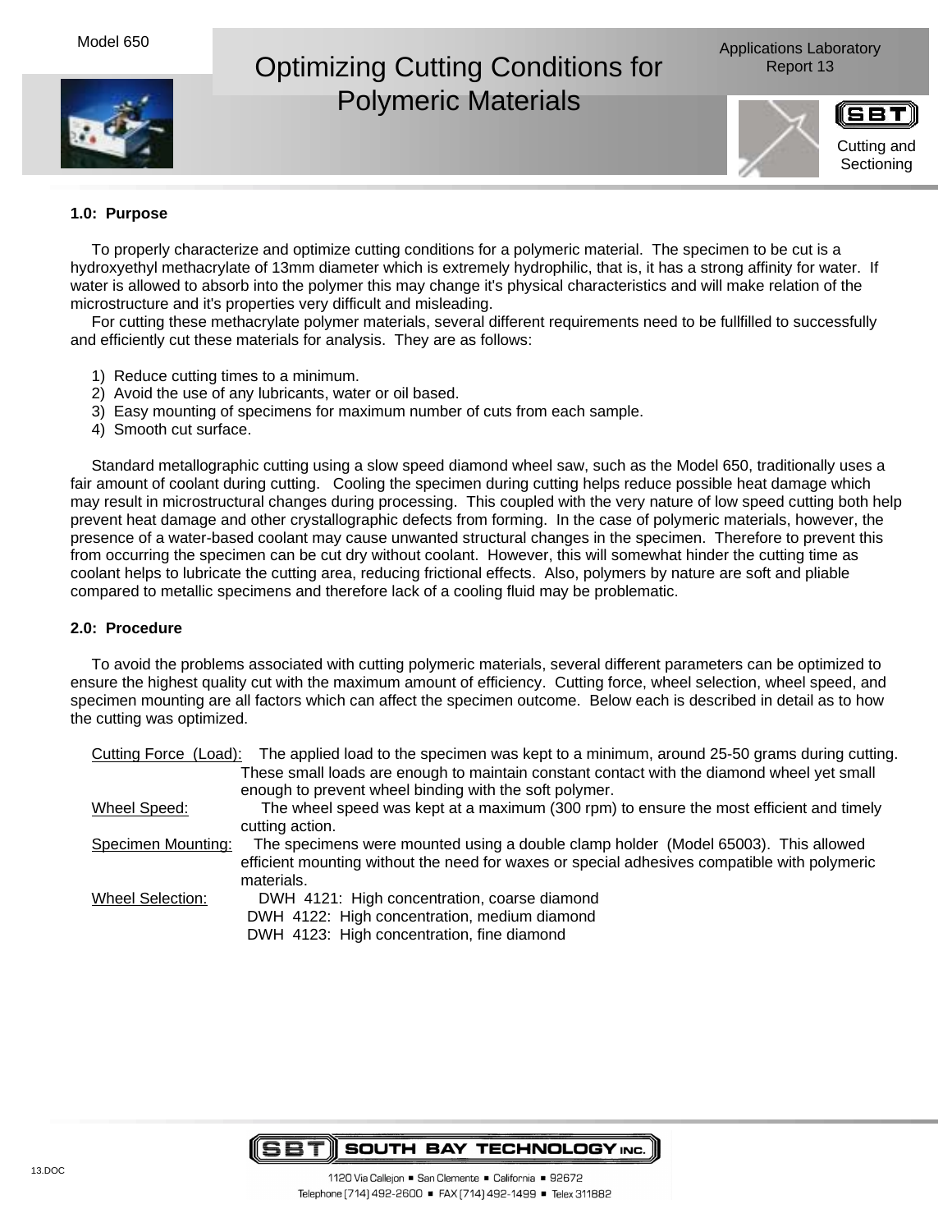Model 650

# Optimizing Cutting Conditions for Polymeric Materials

Applications Laboratory Report 13

Cutting and Sectioning

## 1.0: Purpose

To properly characterize and optimize cutting conditions for a polymeric material. The specimen to be cut is a hydroxyethyl methacrylate of 13mm diameter which is extremely hydrophilic, that is, it has a strong affinity for water. If water is allowed to absorb into the polymer this may change it's physical characteristics and will make relation of the microstructure and it's properties very difficult and misleading.

For cutting these methacrylate polymer materials, several different requirements need to be fullfilled to successfully and efficiently cut these materials for analysis. They are as follows:

1) Reduce cutting times to a minimum.
2) Avoid the use of any lubricants, water or oil based.
3) Easy mounting of specimens for maximum number of cuts from each sample.
4) Smooth cut surface.

Standard metallographic cutting using a slow speed diamond wheel saw, such as the Model 650, traditionally uses a fair amount of coolant during cutting. Cooling the specimen during cutting helps reduce possible heat damage which may result in microstructural changes during processing. This coupled with the very nature of low speed cutting both help prevent heat damage and other crystallographic defects from forming. In the case of polymeric materials, however, the presence of a water-based coolant may cause unwanted structural changes in the specimen. Therefore to prevent this from occurring the specimen can be cut dry without coolant. However, this will somewhat hinder the cutting time as coolant helps to lubricate the cutting area, reducing frictional effects. Also, polymers by nature are soft and pliable compared to metallic specimens and therefore lack of a cooling fluid may be problematic.

## 2.0: Procedure

To avoid the problems associated with cutting polymeric materials, several different parameters can be optimized to ensure the highest quality cut with the maximum amount of efficiency. Cutting force, wheel selection, wheel speed, and specimen mounting are all factors which can affect the specimen outcome. Below each is described in detail as to how the cutting was optimized.

Cutting Force (Load): The applied load to the specimen was kept to a minimum, around 25-50 grams during cutting. These small loads are enough to maintain constant contact with the diamond wheel yet small enough to prevent wheel binding with the soft polymer.

Wheel Speed: The wheel speed was kept at a maximum (300 rpm) to ensure the most efficient and timely cutting action.

Specimen Mounting: The specimens were mounted using a double clamp holder (Model 65003). This allowed efficient mounting without the need for waxes or special adhesives compatible with polymeric materials.

Wheel Selection:
- DWH 4121: High concentration, coarse diamond
- DWH 4122: High concentration, medium diamond
- DWH 4123: High concentration, fine diamond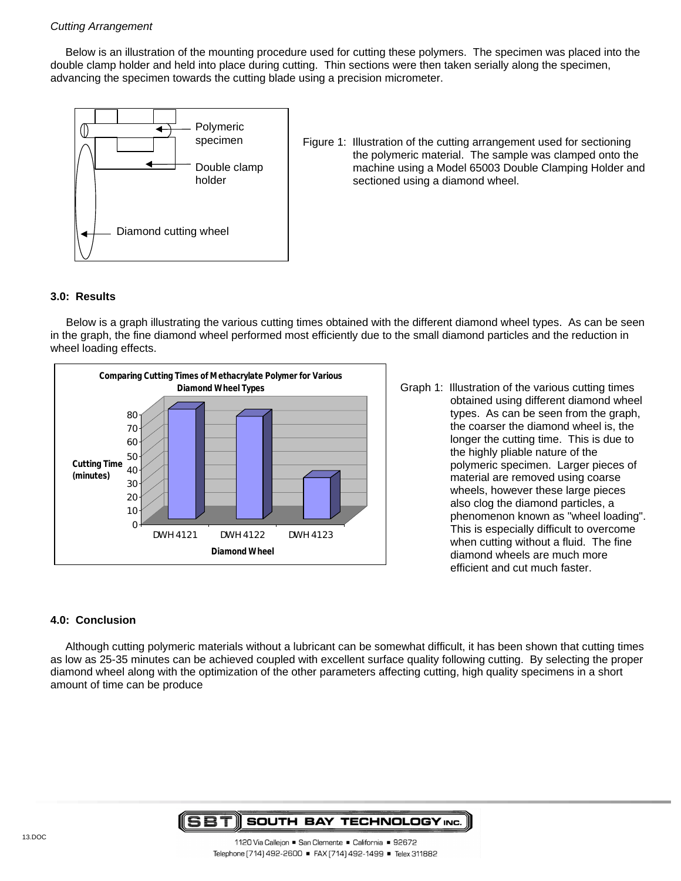*Cutting Arrangement*

Below is an illustration of the mounting procedure used for cutting these polymers. The specimen was placed into the double clamp holder and held into place during cutting. Thin sections were then taken serially along the specimen, advancing the specimen towards the cutting blade using a precision micrometer.

Polymeric specimen

Double clamp holder

Diamond cutting wheel

Figure 1: Illustration of the cutting arrangement used for sectioning the polymeric material. The sample was clamped onto the machine using a Model 65003 Double Clamping Holder and sectioned using a diamond wheel.

### 3.0: Results

Below is a graph illustrating the various cutting times obtained with the different diamond wheel types. As can be seen in the graph, the fine diamond wheel performed most efficiently due to the small diamond particles and the reduction in wheel loading effects.

**Comparing Cutting Times of Methacrylate Polymer for Various Diamond Wheel Types**

Cutting Time (minutes)

0
10
20
30
40
50
60
70
80

DWH 4121
DWH 4122
DWH 4123

Diamond Wheel

Graph 1: Illustration of the various cutting times obtained using different diamond wheel types. As can be seen from the graph, the coarser the diamond wheel is, the longer the cutting time. This is due to the highly pliable nature of the polymeric specimen. Larger pieces of material are removed using coarse wheels, however these large pieces also clog the diamond particles, a phenomenon known as "wheel loading". This is especially difficult to overcome when cutting without a fluid. The fine diamond wheels are much more efficient and cut much faster.

### 4.0: Conclusion

Although cutting polymeric materials without a lubricant can be somewhat difficult, it has been shown that cutting times as low as 25-35 minutes can be achieved coupled with excellent surface quality following cutting. By selecting the proper diamond wheel along with the optimization of the other parameters affecting cutting, high quality specimens in a short amount of time can be produce

SBT SOUTH BAY TECHNOLOGY INC.

1120 Via Callejon ■ San Clemente ■ California ■ 92672
Telephone [714] 492-2600 ■ FAX [714] 492-1499 ■ Telex 311882